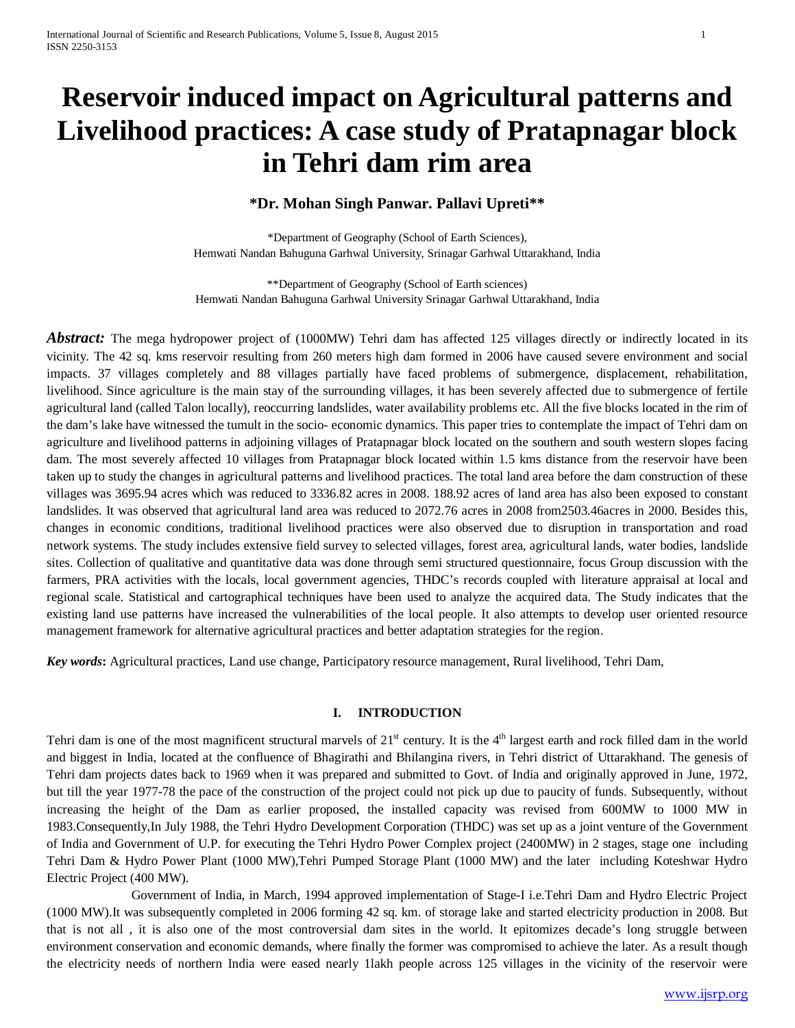# Reservoir induced impact on Agricultural patterns and Livelihood practices: A case study of Pratapnagar block in Tehri dam rim area

**\*Dr. Mohan Singh Panwar. Pallavi Upreti\*\***

\*Department of Geography (School of Earth Sciences),
Hemwati Nandan Bahuguna Garhwal University, Srinagar Garhwal Uttarakhand, India

\*\*Department of Geography (School of Earth sciences)
Hemwati Nandan Bahuguna Garhwal University Srinagar Garhwal Uttarakhand, India

***Abstract:*** The mega hydropower project of (1000MW) Tehri dam has affected 125 villages directly or indirectly located in its vicinity. The 42 sq. kms reservoir resulting from 260 meters high dam formed in 2006 have caused severe environment and social impacts. 37 villages completely and 88 villages partially have faced problems of submergence, displacement, rehabilitation, livelihood. Since agriculture is the main stay of the surrounding villages, it has been severely affected due to submergence of fertile agricultural land (called Talon locally), reoccurring landslides, water availability problems etc. All the five blocks located in the rim of the dam's lake have witnessed the tumult in the socio- economic dynamics. This paper tries to contemplate the impact of Tehri dam on agriculture and livelihood patterns in adjoining villages of Pratapnagar block located on the southern and south western slopes facing dam. The most severely affected 10 villages from Pratapnagar block located within 1.5 kms distance from the reservoir have been taken up to study the changes in agricultural patterns and livelihood practices. The total land area before the dam construction of these villages was 3695.94 acres which was reduced to 3336.82 acres in 2008. 188.92 acres of land area has also been exposed to constant landslides. It was observed that agricultural land area was reduced to 2072.76 acres in 2008 from2503.46acres in 2000. Besides this, changes in economic conditions, traditional livelihood practices were also observed due to disruption in transportation and road network systems. The study includes extensive field survey to selected villages, forest area, agricultural lands, water bodies, landslide sites. Collection of qualitative and quantitative data was done through semi structured questionnaire, focus Group discussion with the farmers, PRA activities with the locals, local government agencies, THDC's records coupled with literature appraisal at local and regional scale. Statistical and cartographical techniques have been used to analyze the acquired data. The Study indicates that the existing land use patterns have increased the vulnerabilities of the local people. It also attempts to develop user oriented resource management framework for alternative agricultural practices and better adaptation strategies for the region.

***Key words*****:** Agricultural practices, Land use change, Participatory resource management, Rural livelihood, Tehri Dam,

## I. INTRODUCTION

Tehri dam is one of the most magnificent structural marvels of 21st century. It is the 4th largest earth and rock filled dam in the world and biggest in India, located at the confluence of Bhagirathi and Bhilangina rivers, in Tehri district of Uttarakhand. The genesis of Tehri dam projects dates back to 1969 when it was prepared and submitted to Govt. of India and originally approved in June, 1972, but till the year 1977-78 the pace of the construction of the project could not pick up due to paucity of funds. Subsequently, without increasing the height of the Dam as earlier proposed, the installed capacity was revised from 600MW to 1000 MW in 1983.Consequently,In July 1988, the Tehri Hydro Development Corporation (THDC) was set up as a joint venture of the Government of India and Government of U.P. for executing the Tehri Hydro Power Complex project (2400MW) in 2 stages, stage one including Tehri Dam & Hydro Power Plant (1000 MW),Tehri Pumped Storage Plant (1000 MW) and the later including Koteshwar Hydro Electric Project (400 MW).

Government of India, in March, 1994 approved implementation of Stage-I i.e.Tehri Dam and Hydro Electric Project (1000 MW).It was subsequently completed in 2006 forming 42 sq. km. of storage lake and started electricity production in 2008. But that is not all , it is also one of the most controversial dam sites in the world. It epitomizes decade's long struggle between environment conservation and economic demands, where finally the former was compromised to achieve the later. As a result though the electricity needs of northern India were eased nearly 1lakh people across 125 villages in the vicinity of the reservoir were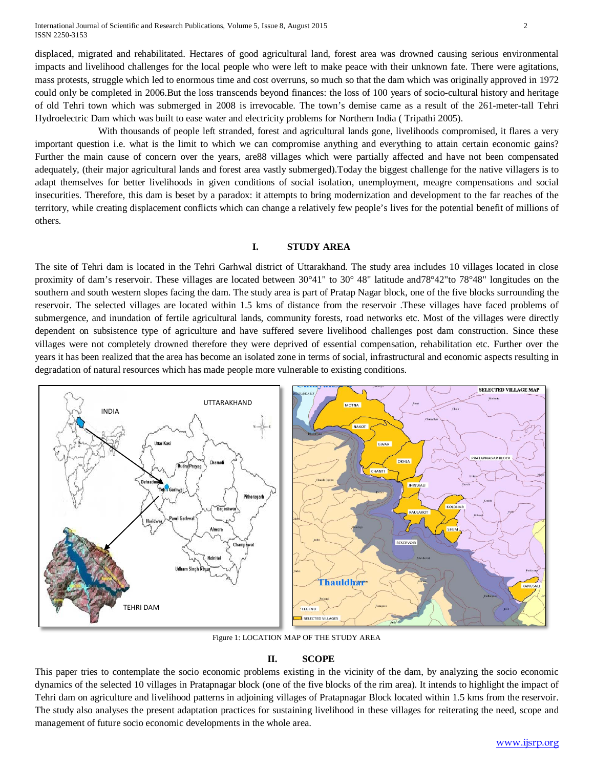displaced, migrated and rehabilitated. Hectares of good agricultural land, forest area was drowned causing serious environmental impacts and livelihood challenges for the local people who were left to make peace with their unknown fate. There were agitations, mass protests, struggle which led to enormous time and cost overruns, so much so that the dam which was originally approved in 1972 could only be completed in 2006.But the loss transcends beyond finances: the loss of 100 years of socio-cultural history and heritage of old Tehri town which was submerged in 2008 is irrevocable. The town's demise came as a result of the 261-meter-tall Tehri Hydroelectric Dam which was built to ease water and electricity problems for Northern India ( Tripathi 2005).

With thousands of people left stranded, forest and agricultural lands gone, livelihoods compromised, it flares a very important question i.e. what is the limit to which we can compromise anything and everything to attain certain economic gains? Further the main cause of concern over the years, are88 villages which were partially affected and have not been compensated adequately, (their major agricultural lands and forest area vastly submerged).Today the biggest challenge for the native villagers is to adapt themselves for better livelihoods in given conditions of social isolation, unemployment, meagre compensations and social insecurities. Therefore, this dam is beset by a paradox: it attempts to bring modernization and development to the far reaches of the territory, while creating displacement conflicts which can change a relatively few people's lives for the potential benefit of millions of others.

## I. STUDY AREA

The site of Tehri dam is located in the Tehri Garhwal district of Uttarakhand. The study area includes 10 villages located in close proximity of dam's reservoir. These villages are located between 30°41" to 30° 48" latitude and78°42"to 78°48" longitudes on the southern and south western slopes facing the dam. The study area is part of Pratap Nagar block, one of the five blocks surrounding the reservoir. The selected villages are located within 1.5 kms of distance from the reservoir .These villages have faced problems of submergence, and inundation of fertile agricultural lands, community forests, road networks etc. Most of the villages were directly dependent on subsistence type of agriculture and have suffered severe livelihood challenges post dam construction. Since these villages were not completely drowned therefore they were deprived of essential compensation, rehabilitation etc. Further over the years it has been realized that the area has become an isolated zone in terms of social, infrastructural and economic aspects resulting in degradation of natural resources which has made people more vulnerable to existing conditions.

Figure 1: LOCATION MAP OF THE STUDY AREA

## II. SCOPE

This paper tries to contemplate the socio economic problems existing in the vicinity of the dam, by analyzing the socio economic dynamics of the selected 10 villages in Pratapnagar block (one of the five blocks of the rim area). It intends to highlight the impact of Tehri dam on agriculture and livelihood patterns in adjoining villages of Pratapnagar Block located within 1.5 kms from the reservoir. The study also analyses the present adaptation practices for sustaining livelihood in these villages for reiterating the need, scope and management of future socio economic developments in the whole area.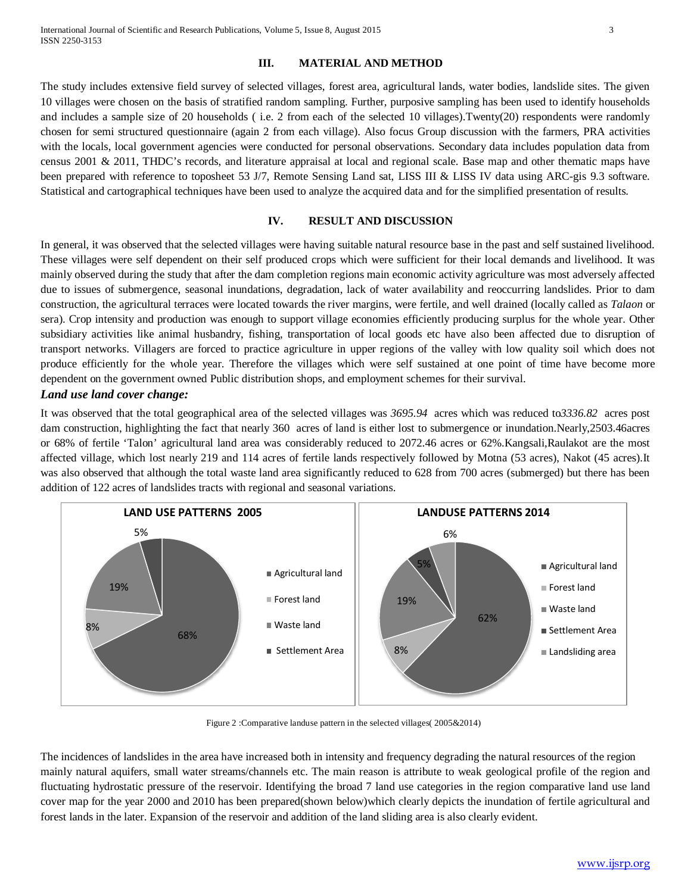## III. MATERIAL AND METHOD

The study includes extensive field survey of selected villages, forest area, agricultural lands, water bodies, landslide sites. The given 10 villages were chosen on the basis of stratified random sampling. Further, purposive sampling has been used to identify households and includes a sample size of 20 households ( i.e. 2 from each of the selected 10 villages).Twenty(20) respondents were randomly chosen for semi structured questionnaire (again 2 from each village). Also focus Group discussion with the farmers, PRA activities with the locals, local government agencies were conducted for personal observations. Secondary data includes population data from census 2001 & 2011, THDC's records, and literature appraisal at local and regional scale. Base map and other thematic maps have been prepared with reference to toposheet 53 J/7, Remote Sensing Land sat, LISS III & LISS IV data using ARC-gis 9.3 software. Statistical and cartographical techniques have been used to analyze the acquired data and for the simplified presentation of results.

## IV. RESULT AND DISCUSSION

In general, it was observed that the selected villages were having suitable natural resource base in the past and self sustained livelihood. These villages were self dependent on their self produced crops which were sufficient for their local demands and livelihood. It was mainly observed during the study that after the dam completion regions main economic activity agriculture was most adversely affected due to issues of submergence, seasonal inundations, degradation, lack of water availability and reoccurring landslides. Prior to dam construction, the agricultural terraces were located towards the river margins, were fertile, and well drained (locally called as *Talaon* or sera). Crop intensity and production was enough to support village economies efficiently producing surplus for the whole year. Other subsidiary activities like animal husbandry, fishing, transportation of local goods etc have also been affected due to disruption of transport networks. Villagers are forced to practice agriculture in upper regions of the valley with low quality soil which does not produce efficiently for the whole year. Therefore the villages which were self sustained at one point of time have become more dependent on the government owned Public distribution shops, and employment schemes for their survival.

### *Land use land cover change:*

It was observed that the total geographical area of the selected villages was *3695.94* acres which was reduced to*3336.82* acres post dam construction, highlighting the fact that nearly 360 acres of land is either lost to submergence or inundation.Nearly,2503.46acres or 68% of fertile 'Talon' agricultural land area was considerably reduced to 2072.46 acres or 62%.Kangsali,Raulakot are the most affected village, which lost nearly 219 and 114 acres of fertile lands respectively followed by Motna (53 acres), Nakot (45 acres).It was also observed that although the total waste land area significantly reduced to 628 from 700 acres (submerged) but there has been addition of 122 acres of landslides tracts with regional and seasonal variations.

**LAND USE PATTERNS 2005**

| Category | Share |
| --- | --- |
| Agricultural land | 68% |
| Forest land | 8% |
| Waste land | 19% |
| Settlement Area | 5% |

**LANDUSE PATTERNS 2014**

| Category | Share |
| --- | --- |
| Agricultural land | 62% |
| Forest land | 8% |
| Waste land | 19% |
| Settlement Area | 5% |
| Landsliding area | 6% |

Figure 2 :Comparative landuse pattern in the selected villages( 2005&2014)

The incidences of landslides in the area have increased both in intensity and frequency degrading the natural resources of the region mainly natural aquifers, small water streams/channels etc. The main reason is attribute to weak geological profile of the region and fluctuating hydrostatic pressure of the reservoir. Identifying the broad 7 land use categories in the region comparative land use land cover map for the year 2000 and 2010 has been prepared(shown below)which clearly depicts the inundation of fertile agricultural and forest lands in the later. Expansion of the reservoir and addition of the land sliding area is also clearly evident.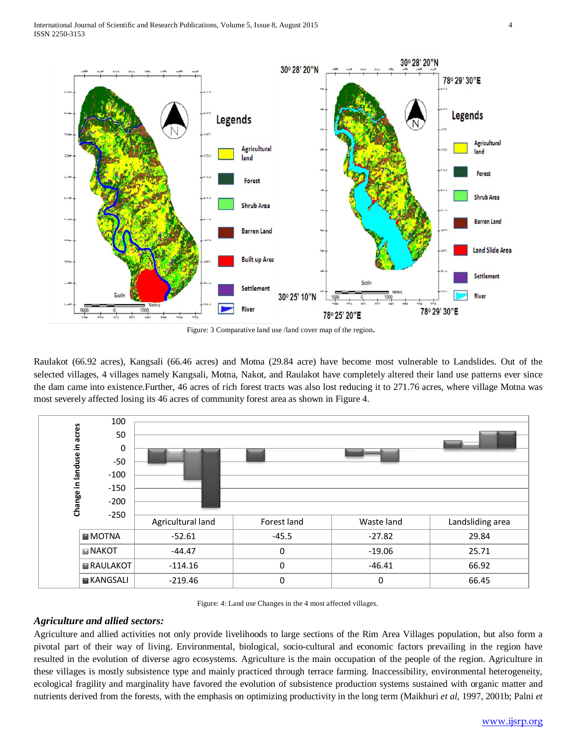Figure: 3 Comparative land use /land cover map of the region.

Raulakot (66.92 acres), Kangsali (66.46 acres) and Motna (29.84 acre) have become most vulnerable to Landslides. Out of the selected villages, 4 villages namely Kangsali, Motna, Nakot, and Raulakot have completely altered their land use patterns ever since the dam came into existence.Further, 46 acres of rich forest tracts was also lost reducing it to 271.76 acres, where village Motna was most severely affected losing its 46 acres of community forest area as shown in Figure 4.

| | Agricultural land | Forest land | Waste land | Landsliding area |
|---|---|---|---|---|
| MOTNA | -52.61 | -45.5 | -27.82 | 29.84 |
| NAKOT | -44.47 | 0 | -19.06 | 25.71 |
| RAULAKOT | -114.16 | 0 | -46.41 | 66.92 |
| KANGSALI | -219.46 | 0 | 0 | 66.45 |

Figure: 4: Land use Changes in the 4 most affected villages.

### *Agriculture and allied sectors:*

Agriculture and allied activities not only provide livelihoods to large sections of the Rim Area Villages population, but also form a pivotal part of their way of living. Environmental, biological, socio-cultural and economic factors prevailing in the region have resulted in the evolution of diverse agro ecosystems. Agriculture is the main occupation of the people of the region. Agriculture in these villages is mostly subsistence type and mainly practiced through terrace farming. Inaccessibility, environmental heterogeneity, ecological fragility and marginality have favored the evolution of subsistence production systems sustained with organic matter and nutrients derived from the forests, with the emphasis on optimizing productivity in the long term (Maikhuri *et al*, 1997, 2001b; Palni *et*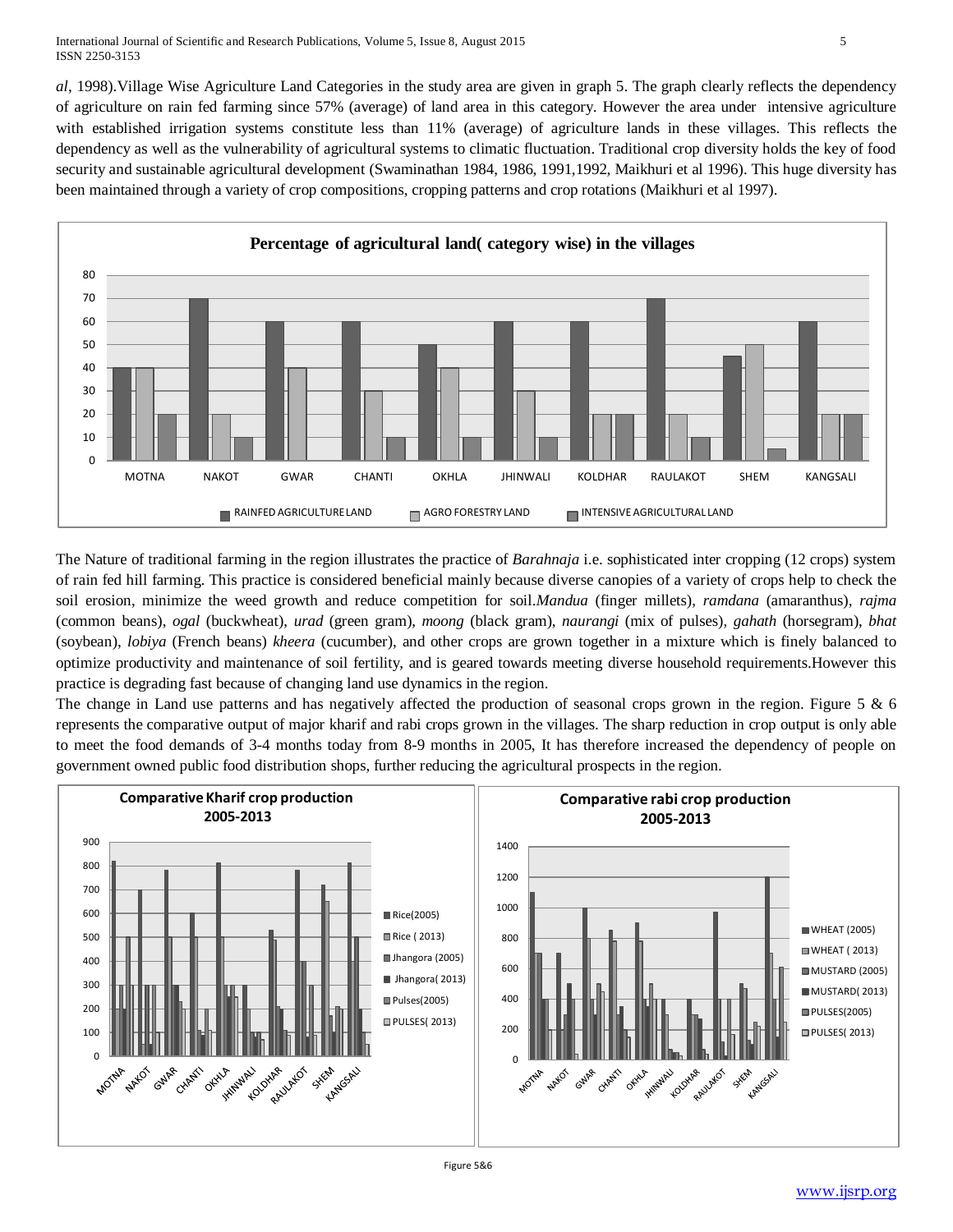*al*, 1998).Village Wise Agriculture Land Categories in the study area are given in graph 5. The graph clearly reflects the dependency of agriculture on rain fed farming since 57% (average) of land area in this category. However the area under intensive agriculture with established irrigation systems constitute less than 11% (average) of agriculture lands in these villages. This reflects the dependency as well as the vulnerability of agricultural systems to climatic fluctuation. Traditional crop diversity holds the key of food security and sustainable agricultural development (Swaminathan 1984, 1986, 1991,1992, Maikhuri et al 1996). This huge diversity has been maintained through a variety of crop compositions, cropping patterns and crop rotations (Maikhuri et al 1997).

The Nature of traditional farming in the region illustrates the practice of *Barahnaja* i.e. sophisticated inter cropping (12 crops) system of rain fed hill farming. This practice is considered beneficial mainly because diverse canopies of a variety of crops help to check the soil erosion, minimize the weed growth and reduce competition for soil.*Mandua* (finger millets), *ramdana* (amaranthus), *rajma* (common beans), *ogal* (buckwheat), *urad* (green gram), *moong* (black gram), *naurangi* (mix of pulses), *gahath* (horsegram), *bhat* (soybean), *lobiya* (French beans) *kheera* (cucumber), and other crops are grown together in a mixture which is finely balanced to optimize productivity and maintenance of soil fertility, and is geared towards meeting diverse household requirements.However this practice is degrading fast because of changing land use dynamics in the region.

The change in Land use patterns and has negatively affected the production of seasonal crops grown in the region. Figure 5 & 6 represents the comparative output of major kharif and rabi crops grown in the villages. The sharp reduction in crop output is only able to meet the food demands of 3-4 months today from 8-9 months in 2005, It has therefore increased the dependency of people on government owned public food distribution shops, further reducing the agricultural prospects in the region.

Figure 5&6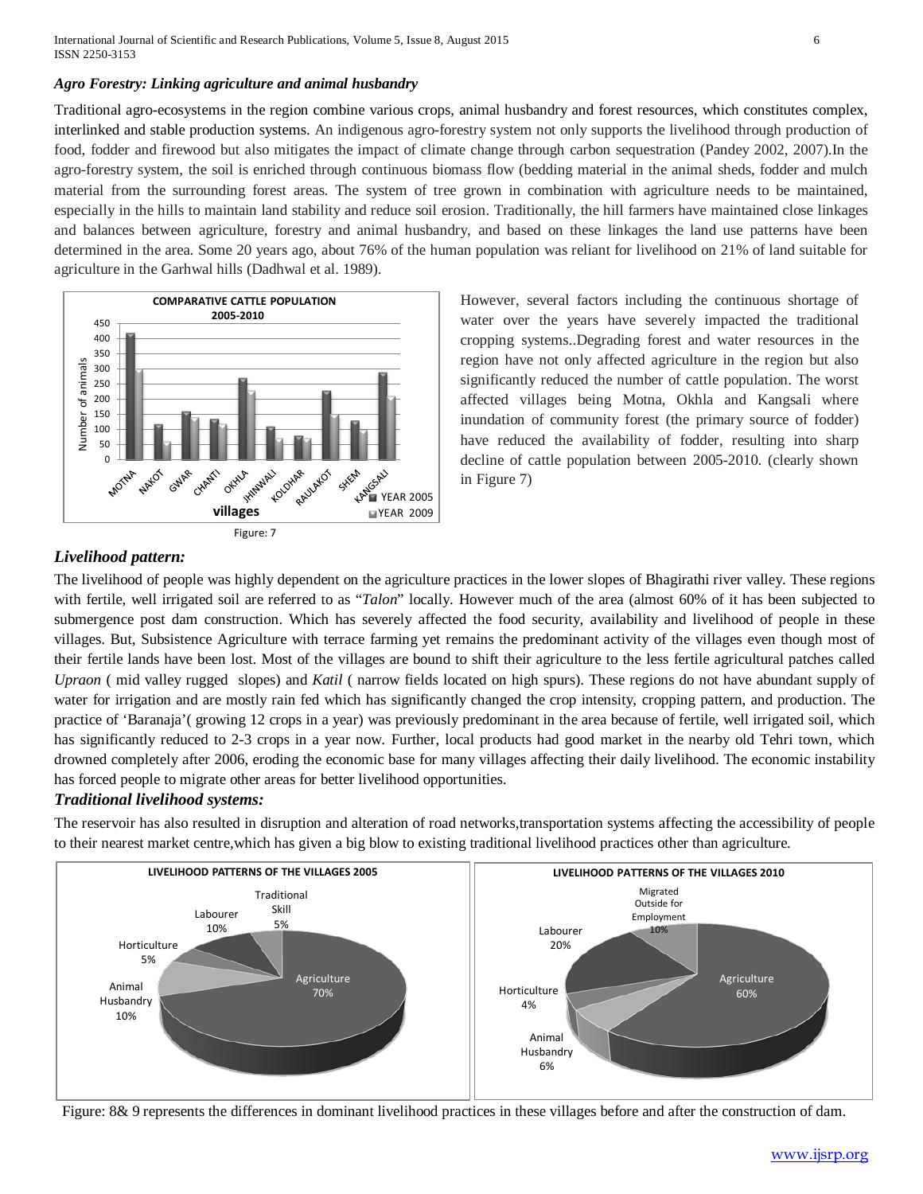### *Agro Forestry: Linking agriculture and animal husbandry*

Traditional agro-ecosystems in the region combine various crops, animal husbandry and forest resources, which constitutes complex, interlinked and stable production systems. An indigenous agro-forestry system not only supports the livelihood through production of food, fodder and firewood but also mitigates the impact of climate change through carbon sequestration (Pandey 2002, 2007).In the agro-forestry system, the soil is enriched through continuous biomass flow (bedding material in the animal sheds, fodder and mulch material from the surrounding forest areas. The system of tree grown in combination with agriculture needs to be maintained, especially in the hills to maintain land stability and reduce soil erosion. Traditionally, the hill farmers have maintained close linkages and balances between agriculture, forestry and animal husbandry, and based on these linkages the land use patterns have been determined in the area. Some 20 years ago, about 76% of the human population was reliant for livelihood on 21% of land suitable for agriculture in the Garhwal hills (Dadhwal et al. 1989).

However, several factors including the continuous shortage of water over the years have severely impacted the traditional cropping systems..Degrading forest and water resources in the region have not only affected agriculture in the region but also significantly reduced the number of cattle population. The worst affected villages being Motna, Okhla and Kangsali where inundation of community forest (the primary source of fodder) have reduced the availability of fodder, resulting into sharp decline of cattle population between 2005-2010. (clearly shown in Figure 7)

Figure: 7

### *Livelihood pattern:*

The livelihood of people was highly dependent on the agriculture practices in the lower slopes of Bhagirathi river valley. These regions with fertile, well irrigated soil are referred to as "*Talon*" locally. However much of the area (almost 60% of it has been subjected to submergence post dam construction. Which has severely affected the food security, availability and livelihood of people in these villages. But, Subsistence Agriculture with terrace farming yet remains the predominant activity of the villages even though most of their fertile lands have been lost. Most of the villages are bound to shift their agriculture to the less fertile agricultural patches called *Upraon* ( mid valley rugged slopes) and *Katil* ( narrow fields located on high spurs). These regions do not have abundant supply of water for irrigation and are mostly rain fed which has significantly changed the crop intensity, cropping pattern, and production. The practice of 'Baranaja'( growing 12 crops in a year) was previously predominant in the area because of fertile, well irrigated soil, which has significantly reduced to 2-3 crops in a year now. Further, local products had good market in the nearby old Tehri town, which drowned completely after 2006, eroding the economic base for many villages affecting their daily livelihood. The economic instability has forced people to migrate other areas for better livelihood opportunities.

### *Traditional livelihood systems:*

The reservoir has also resulted in disruption and alteration of road networks,transportation systems affecting the accessibility of people to their nearest market centre,which has given a big blow to existing traditional livelihood practices other than agriculture.

Figure: 8& 9 represents the differences in dominant livelihood practices in these villages before and after the construction of dam.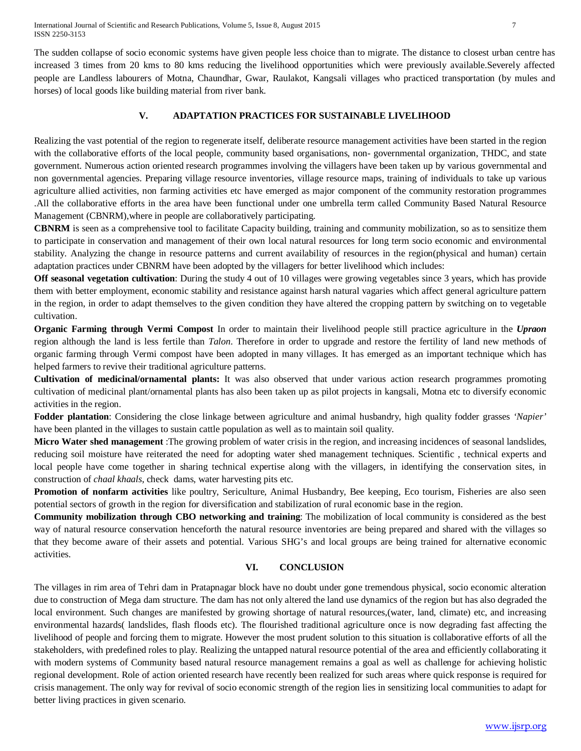The sudden collapse of socio economic systems have given people less choice than to migrate. The distance to closest urban centre has increased 3 times from 20 kms to 80 kms reducing the livelihood opportunities which were previously available.Severely affected people are Landless labourers of Motna, Chaundhar, Gwar, Raulakot, Kangsali villages who practiced transportation (by mules and horses) of local goods like building material from river bank.

## V. ADAPTATION PRACTICES FOR SUSTAINABLE LIVELIHOOD

Realizing the vast potential of the region to regenerate itself, deliberate resource management activities have been started in the region with the collaborative efforts of the local people, community based organisations, non- governmental organization, THDC, and state government. Numerous action oriented research programmes involving the villagers have been taken up by various governmental and non governmental agencies. Preparing village resource inventories, village resource maps, training of individuals to take up various agriculture allied activities, non farming activities etc have emerged as major component of the community restoration programmes .All the collaborative efforts in the area have been functional under one umbrella term called Community Based Natural Resource Management (CBNRM),where in people are collaboratively participating.

**CBNRM** is seen as a comprehensive tool to facilitate Capacity building, training and community mobilization, so as to sensitize them to participate in conservation and management of their own local natural resources for long term socio economic and environmental stability. Analyzing the change in resource patterns and current availability of resources in the region(physical and human) certain adaptation practices under CBNRM have been adopted by the villagers for better livelihood which includes:

**Off seasonal vegetation cultivation**: During the study 4 out of 10 villages were growing vegetables since 3 years, which has provide them with better employment, economic stability and resistance against harsh natural vagaries which affect general agriculture pattern in the region, in order to adapt themselves to the given condition they have altered the cropping pattern by switching on to vegetable cultivation.

**Organic Farming through Vermi Compost** In order to maintain their livelihood people still practice agriculture in the ***Upraon*** region although the land is less fertile than *Talon*. Therefore in order to upgrade and restore the fertility of land new methods of organic farming through Vermi compost have been adopted in many villages. It has emerged as an important technique which has helped farmers to revive their traditional agriculture patterns.

**Cultivation of medicinal/ornamental plants:** It was also observed that under various action research programmes promoting cultivation of medicinal plant/ornamental plants has also been taken up as pilot projects in kangsali, Motna etc to diversify economic activities in the region.

**Fodder plantation**: Considering the close linkage between agriculture and animal husbandry, high quality fodder grasses *'Napier'* have been planted in the villages to sustain cattle population as well as to maintain soil quality.

**Micro Water shed management** :The growing problem of water crisis in the region, and increasing incidences of seasonal landslides, reducing soil moisture have reiterated the need for adopting water shed management techniques. Scientific , technical experts and local people have come together in sharing technical expertise along with the villagers, in identifying the conservation sites, in construction of *chaal khaals*, check dams, water harvesting pits etc.

**Promotion of nonfarm activities** like poultry, Sericulture, Animal Husbandry, Bee keeping, Eco tourism, Fisheries are also seen potential sectors of growth in the region for diversification and stabilization of rural economic base in the region.

**Community mobilization through CBO networking and training**: The mobilization of local community is considered as the best way of natural resource conservation henceforth the natural resource inventories are being prepared and shared with the villages so that they become aware of their assets and potential. Various SHG's and local groups are being trained for alternative economic activities.

## VI. CONCLUSION

The villages in rim area of Tehri dam in Pratapnagar block have no doubt under gone tremendous physical, socio economic alteration due to construction of Mega dam structure. The dam has not only altered the land use dynamics of the region but has also degraded the local environment. Such changes are manifested by growing shortage of natural resources,(water, land, climate) etc, and increasing environmental hazards( landslides, flash floods etc). The flourished traditional agriculture once is now degrading fast affecting the livelihood of people and forcing them to migrate. However the most prudent solution to this situation is collaborative efforts of all the stakeholders, with predefined roles to play. Realizing the untapped natural resource potential of the area and efficiently collaborating it with modern systems of Community based natural resource management remains a goal as well as challenge for achieving holistic regional development. Role of action oriented research have recently been realized for such areas where quick response is required for crisis management. The only way for revival of socio economic strength of the region lies in sensitizing local communities to adapt for better living practices in given scenario.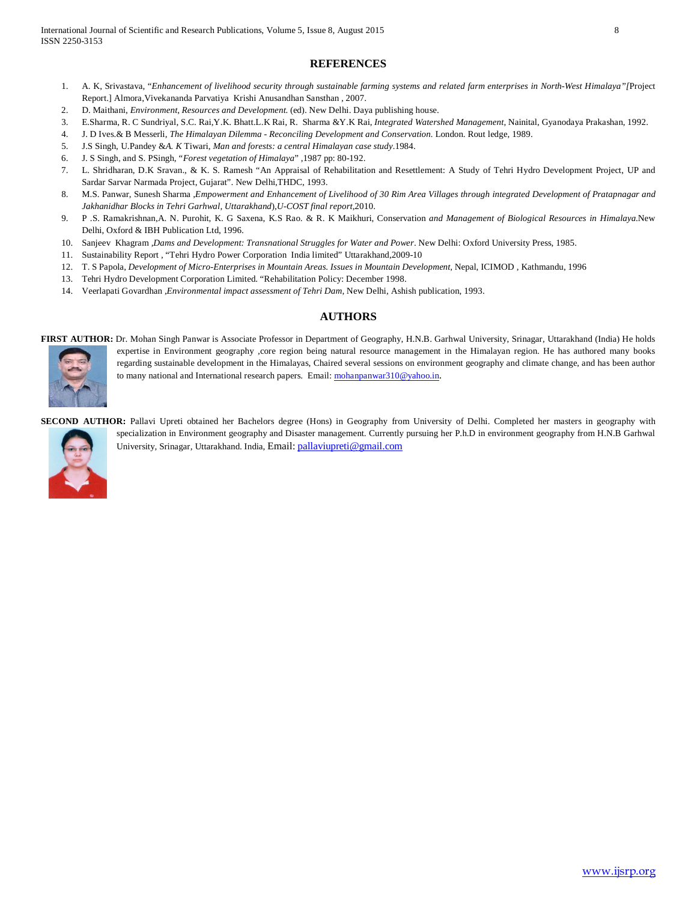## REFERENCES

1. A. K, Srivastava, *"Enhancement of livelihood security through sustainable farming systems and related farm enterprises in North-West Himalaya"[*Project Report.] Almora,Vivekananda Parvatiya Krishi Anusandhan Sansthan , 2007.
2. D. Maithani, *Environment, Resources and Development.* (ed). New Delhi. Daya publishing house.
3. E.Sharma, R. C Sundriyal, S.C. Rai,Y.K. Bhatt.L.K Rai, R. Sharma &Y.K Rai, *Integrated Watershed Management*, Nainital, Gyanodaya Prakashan, 1992.
4. J. D Ives.& B Messerli, *The Himalayan Dilemma - Reconciling Development and Conservation.* London. Rout ledge, 1989.
5. J.S Singh, U.Pandey &*A. K* Tiwari, *Man and forests: a central Himalayan case study*.1984.
6. J. S Singh, and S. PSingh, "*Forest vegetation of Himalaya*" ,1987 pp: 80-192.
7. L. Shridharan, D.K Sravan., & K. S. Ramesh "An Appraisal of Rehabilitation and Resettlement: A Study of Tehri Hydro Development Project, UP and Sardar Sarvar Narmada Project, Gujarat". New Delhi,THDC, 1993.
8. M.S. Panwar, Sunesh Sharma ,*Empowerment and Enhancement of Livelihood of 30 Rim Area Villages through integrated Development of Pratapnagar and Jakhanidhar Blocks in Tehri Garhwal, Uttarakhand*),*U-COST final report*,2010.
9. P .S. Ramakrishnan,A. N. Purohit, K. G Saxena, K.S Rao. & R. K Maikhuri, Conservation *and Management of Biological Resources in Himalaya*.New Delhi, Oxford & IBH Publication Ltd, 1996.
10. Sanjeev Khagram ,*Dams and Development: Transnational Struggles for Water and Power*. New Delhi: Oxford University Press, 1985.
11. Sustainability Report , "Tehri Hydro Power Corporation India limited" Uttarakhand,2009-10
12. T. S Papola, *Development of Micro-Enterprises in Mountain Areas. Issues in Mountain Development,* Nepal, ICIMOD , Kathmandu, 1996
13. Tehri Hydro Development Corporation Limited. "Rehabilitation Policy: December 1998.
14. Veerlapati Govardhan ,*Environmental impact assessment of Tehri Dam*, New Delhi, Ashish publication, 1993.

## AUTHORS

**FIRST AUTHOR:** Dr. Mohan Singh Panwar is Associate Professor in Department of Geography, H.N.B. Garhwal University, Srinagar, Uttarakhand (India) He holds expertise in Environment geography ,core region being natural resource management in the Himalayan region. He has authored many books regarding sustainable development in the Himalayas, Chaired several sessions on environment geography and climate change, and has been author to many national and International research papers. Email: mohanpanwar310@yahoo.in.

**SECOND AUTHOR:** Pallavi Upreti obtained her Bachelors degree (Hons) in Geography from University of Delhi. Completed her masters in geography with specialization in Environment geography and Disaster management. Currently pursuing her P.h.D in environment geography from H.N.B Garhwal University, Srinagar, Uttarakhand. India, Email: pallaviupreti@gmail.com